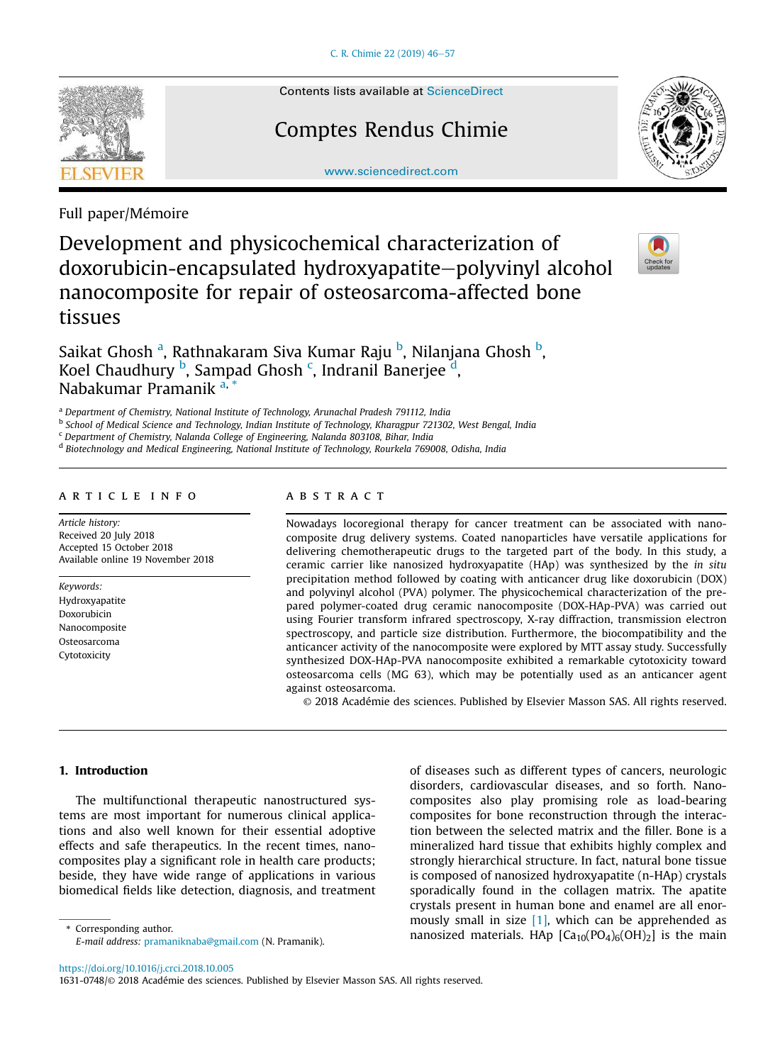Contents lists available at ScienceDirect

# Comptes Rendus Chimie

www.sciencedirect.com

Full paper/Mémoire

# Development and physicochemical characterization of doxorubicin-encapsulated hydroxyapatite–polyvinyl alcohol nanocomposite for repair of osteosarcoma-affected bone tissues

Saikat Ghosh [a], Rathnakaram Siva Kumar Raju [b], Nilanjana Ghosh [b], Koel Chaudhury [b], Sampad Ghosh [c], Indranil Banerjee [d], Nabakumar Pramanik [a,*]

[a] Department of Chemistry, National Institute of Technology, Arunachal Pradesh 791112, India
[b] School of Medical Science and Technology, Indian Institute of Technology, Kharagpur 721302, West Bengal, India
[c] Department of Chemistry, Nalanda College of Engineering, Nalanda 803108, Bihar, India
[d] Biotechnology and Medical Engineering, National Institute of Technology, Rourkela 769008, Odisha, India

## ARTICLE INFO

*Article history:*
Received 20 July 2018
Accepted 15 October 2018
Available online 19 November 2018

*Keywords:*
Hydroxyapatite
Doxorubicin
Nanocomposite
Osteosarcoma
Cytotoxicity

## ABSTRACT

Nowadays locoregional therapy for cancer treatment can be associated with nanocomposite drug delivery systems. Coated nanoparticles have versatile applications for delivering chemotherapeutic drugs to the targeted part of the body. In this study, a ceramic carrier like nanosized hydroxyapatite (HAp) was synthesized by the *in situ* precipitation method followed by coating with anticancer drug like doxorubicin (DOX) and polyvinyl alcohol (PVA) polymer. The physicochemical characterization of the prepared polymer-coated drug ceramic nanocomposite (DOX-HAp-PVA) was carried out using Fourier transform infrared spectroscopy, X-ray diffraction, transmission electron spectroscopy, and particle size distribution. Furthermore, the biocompatibility and the anticancer activity of the nanocomposite were explored by MTT assay study. Successfully synthesized DOX-HAp-PVA nanocomposite exhibited a remarkable cytotoxicity toward osteosarcoma cells (MG 63), which may be potentially used as an anticancer agent against osteosarcoma.

© 2018 Académie des sciences. Published by Elsevier Masson SAS. All rights reserved.

## 1. Introduction

The multifunctional therapeutic nanostructured systems are most important for numerous clinical applications and also well known for their essential adoptive effects and safe therapeutics. In the recent times, nanocomposites play a significant role in health care products; beside, they have wide range of applications in various biomedical fields like detection, diagnosis, and treatment of diseases such as different types of cancers, neurologic disorders, cardiovascular diseases, and so forth. Nanocomposites also play promising role as load-bearing composites for bone reconstruction through the interaction between the selected matrix and the filler. Bone is a mineralized hard tissue that exhibits highly complex and strongly hierarchical structure. In fact, natural bone tissue is composed of nanosized hydroxyapatite (n-HAp) crystals sporadically found in the collagen matrix. The apatite crystals present in human bone and enamel are all enormously small in size [1], which can be apprehended as nanosized materials. HAp [$Ca_{10}(PO_4)_6(OH)_2$] is the main

* Corresponding author.
*E-mail address:* pramaniknaba@gmail.com (N. Pramanik).

https://doi.org/10.1016/j.crci.2018.10.005
1631-0748/© 2018 Académie des sciences. Published by Elsevier Masson SAS. All rights reserved.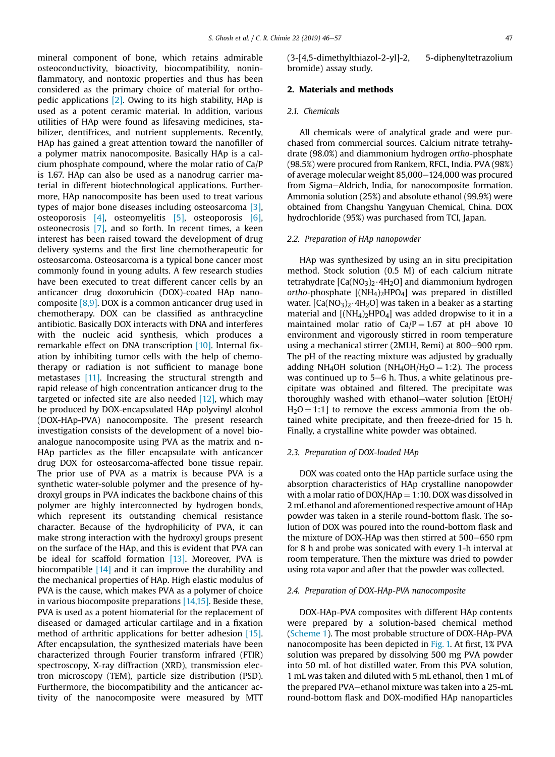mineral component of bone, which retains admirable osteoconductivity, bioactivity, biocompatibility, noninflammatory, and nontoxic properties and thus has been considered as the primary choice of material for orthopedic applications [2]. Owing to its high stability, HAp is used as a potent ceramic material. In addition, various utilities of HAp were found as lifesaving medicines, stabilizer, dentifrices, and nutrient supplements. Recently, HAp has gained a great attention toward the nanofiller of a polymer matrix nanocomposite. Basically HAp is a calcium phosphate compound, where the molar ratio of Ca/P is 1.67. HAp can also be used as a nanodrug carrier material in different biotechnological applications. Furthermore, HAp nanocomposite has been used to treat various types of major bone diseases including osteosarcoma [3], osteoporosis [4], osteomyelitis [5], osteoporosis [6], osteonecrosis [7], and so forth. In recent times, a keen interest has been raised toward the development of drug delivery systems and the first line chemotherapeutic for osteosarcoma. Osteosarcoma is a typical bone cancer most commonly found in young adults. A few research studies have been executed to treat different cancer cells by an anticancer drug doxorubicin (DOX)-coated HAp nanocomposite [8,9]. DOX is a common anticancer drug used in chemotherapy. DOX can be classified as anthracycline antibiotic. Basically DOX interacts with DNA and interferes with the nucleic acid synthesis, which produces a remarkable effect on DNA transcription [10]. Internal fixation by inhibiting tumor cells with the help of chemotherapy or radiation is not sufficient to manage bone metastases [11]. Increasing the structural strength and rapid release of high concentration anticancer drug to the targeted or infected site are also needed [12], which may be produced by DOX-encapsulated HAp polyvinyl alcohol (DOX-HAp-PVA) nanocomposite. The present research investigation consists of the development of a novel bioanalogue nanocomposite using PVA as the matrix and n-HAp particles as the filler encapsulate with anticancer drug DOX for osteosarcoma-affected bone tissue repair. The prior use of PVA as a matrix is because PVA is a synthetic water-soluble polymer and the presence of hydroxyl groups in PVA indicates the backbone chains of this polymer are highly interconnected by hydrogen bonds, which represent its outstanding chemical resistance character. Because of the hydrophilicity of PVA, it can make strong interaction with the hydroxyl groups present on the surface of the HAp, and this is evident that PVA can be ideal for scaffold formation [13]. Moreover, PVA is biocompatible [14] and it can improve the durability and the mechanical properties of HAp. High elastic modulus of PVA is the cause, which makes PVA as a polymer of choice in various biocomposite preparations [14,15]. Beside these, PVA is used as a potent biomaterial for the replacement of diseased or damaged articular cartilage and in a fixation method of arthritic applications for better adhesion [15]. After encapsulation, the synthesized materials have been characterized through Fourier transform infrared (FTIR) spectroscopy, X-ray diffraction (XRD), transmission electron microscopy (TEM), particle size distribution (PSD). Furthermore, the biocompatibility and the anticancer activity of the nanocomposite were measured by MTT (3-[4,5-dimethylthiazol-2-yl]-2, 5-diphenyltetrazolium bromide) assay study.

## 2. Materials and methods

### 2.1. Chemicals

All chemicals were of analytical grade and were purchased from commercial sources. Calcium nitrate tetrahydrate (98.0%) and diammonium hydrogen *ortho*-phosphate (98.5%) were procured from Rankem, RFCL, India. PVA (98%) of average molecular weight 85,000–124,000 was procured from Sigma–Aldrich, India, for nanocomposite formation. Ammonia solution (25%) and absolute ethanol (99.9%) were obtained from Changshu Yangyuan Chemical, China. DOX hydrochloride (95%) was purchased from TCI, Japan.

### 2.2. Preparation of HAp nanopowder

HAp was synthesized by using an in situ precipitation method. Stock solution (0.5 M) of each calcium nitrate tetrahydrate [$Ca(NO_3)_2 \cdot 4H_2O$] and diammonium hydrogen *ortho*-phosphate [$(NH_4)_2HPO_4$] was prepared in distilled water. [$Ca(NO_3)_2 \cdot 4H_2O$] was taken in a beaker as a starting material and [$(NH_4)_2HPO_4$] was added dropwise to it in a maintained molar ratio of Ca/P = 1.67 at pH above 10 environment and vigorously stirred in room temperature using a mechanical stirrer (2MLH, Remi) at 800–900 rpm. The pH of the reacting mixture was adjusted by gradually adding $NH_4OH$ solution ($NH_4OH/H_2O = 1:2$). The process was continued up to 5–6 h. Thus, a white gelatinous precipitate was obtained and filtered. The precipitate was thoroughly washed with ethanol–water solution [EtOH/$H_2O = 1:1$] to remove the excess ammonia from the obtained white precipitate, and then freeze-dried for 15 h. Finally, a crystalline white powder was obtained.

### 2.3. Preparation of DOX-loaded HAp

DOX was coated onto the HAp particle surface using the absorption characteristics of HAp crystalline nanopowder with a molar ratio of DOX/HAp = 1:10. DOX was dissolved in 2 mL ethanol and aforementioned respective amount of HAp powder was taken in a sterile round-bottom flask. The solution of DOX was poured into the round-bottom flask and the mixture of DOX-HAp was then stirred at 500–650 rpm for 8 h and probe was sonicated with every 1-h interval at room temperature. Then the mixture was dried to powder using rota vapor and after that the powder was collected.

### 2.4. Preparation of DOX-HAp-PVA nanocomposite

DOX-HAp-PVA composites with different HAp contents were prepared by a solution-based chemical method (Scheme 1). The most probable structure of DOX-HAp-PVA nanocomposite has been depicted in Fig. 1. At first, 1% PVA solution was prepared by dissolving 500 mg PVA powder into 50 mL of hot distilled water. From this PVA solution, 1 mL was taken and diluted with 5 mL ethanol, then 1 mL of the prepared PVA–ethanol mixture was taken into a 25-mL round-bottom flask and DOX-modified HAp nanoparticles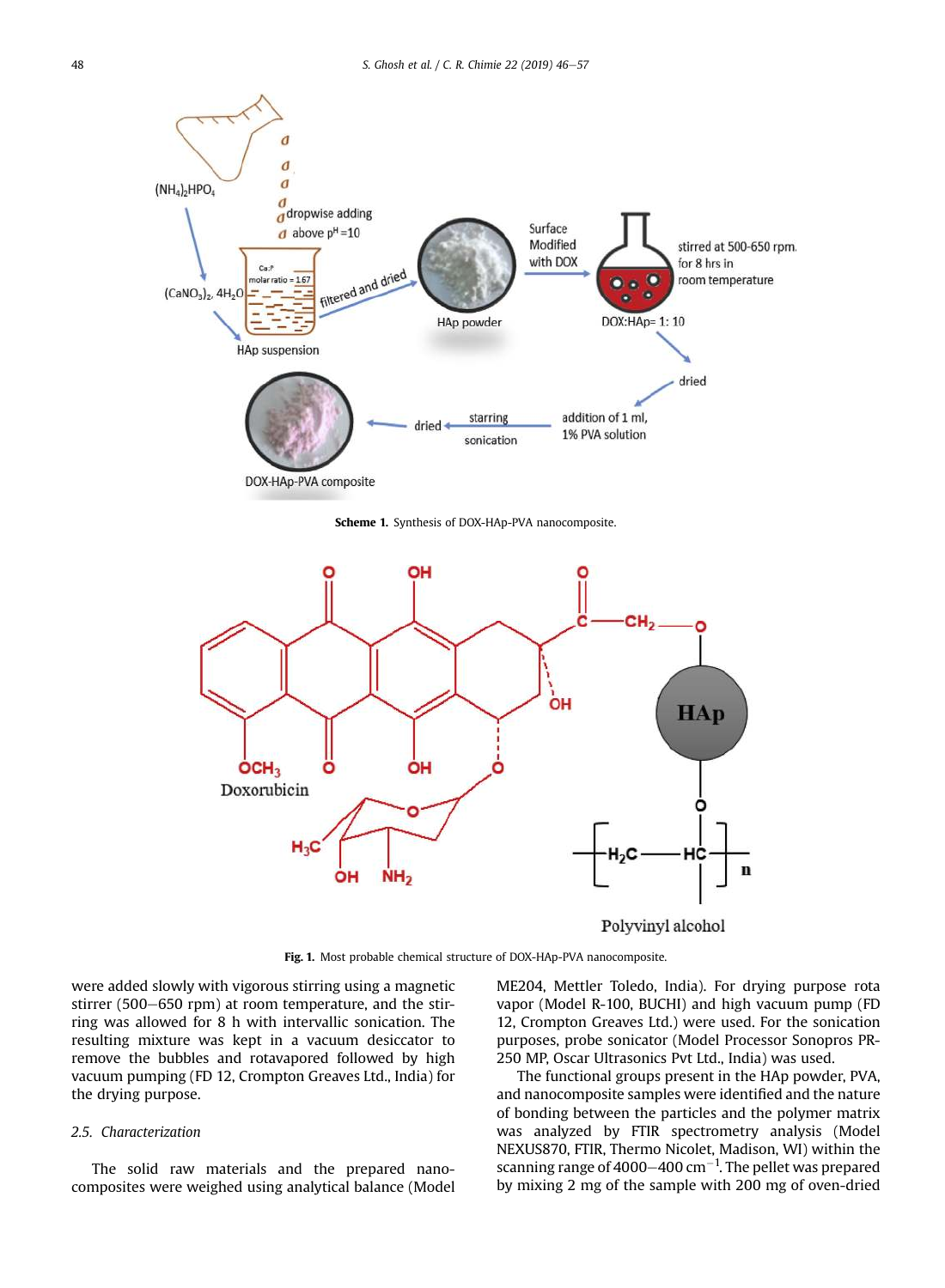Scheme 1. Synthesis of DOX-HAp-PVA nanocomposite.

Fig. 1. Most probable chemical structure of DOX-HAp-PVA nanocomposite.

were added slowly with vigorous stirring using a magnetic stirrer (500–650 rpm) at room temperature, and the stirring was allowed for 8 h with intervallic sonication. The resulting mixture was kept in a vacuum desiccator to remove the bubbles and rotavapored followed by high vacuum pumping (FD 12, Crompton Greaves Ltd., India) for the drying purpose.

### 2.5. Characterization

The solid raw materials and the prepared nanocomposites were weighed using analytical balance (Model ME204, Mettler Toledo, India). For drying purpose rota vapor (Model R-100, BUCHI) and high vacuum pump (FD 12, Crompton Greaves Ltd.) were used. For the sonication purposes, probe sonicator (Model Processor Sonopros PR-250 MP, Oscar Ultrasonics Pvt Ltd., India) was used.

The functional groups present in the HAp powder, PVA, and nanocomposite samples were identified and the nature of bonding between the particles and the polymer matrix was analyzed by FTIR spectrometry analysis (Model NEXUS870, FTIR, Thermo Nicolet, Madison, WI) within the scanning range of 4000–400 $cm^{-1}$. The pellet was prepared by mixing 2 mg of the sample with 200 mg of oven-dried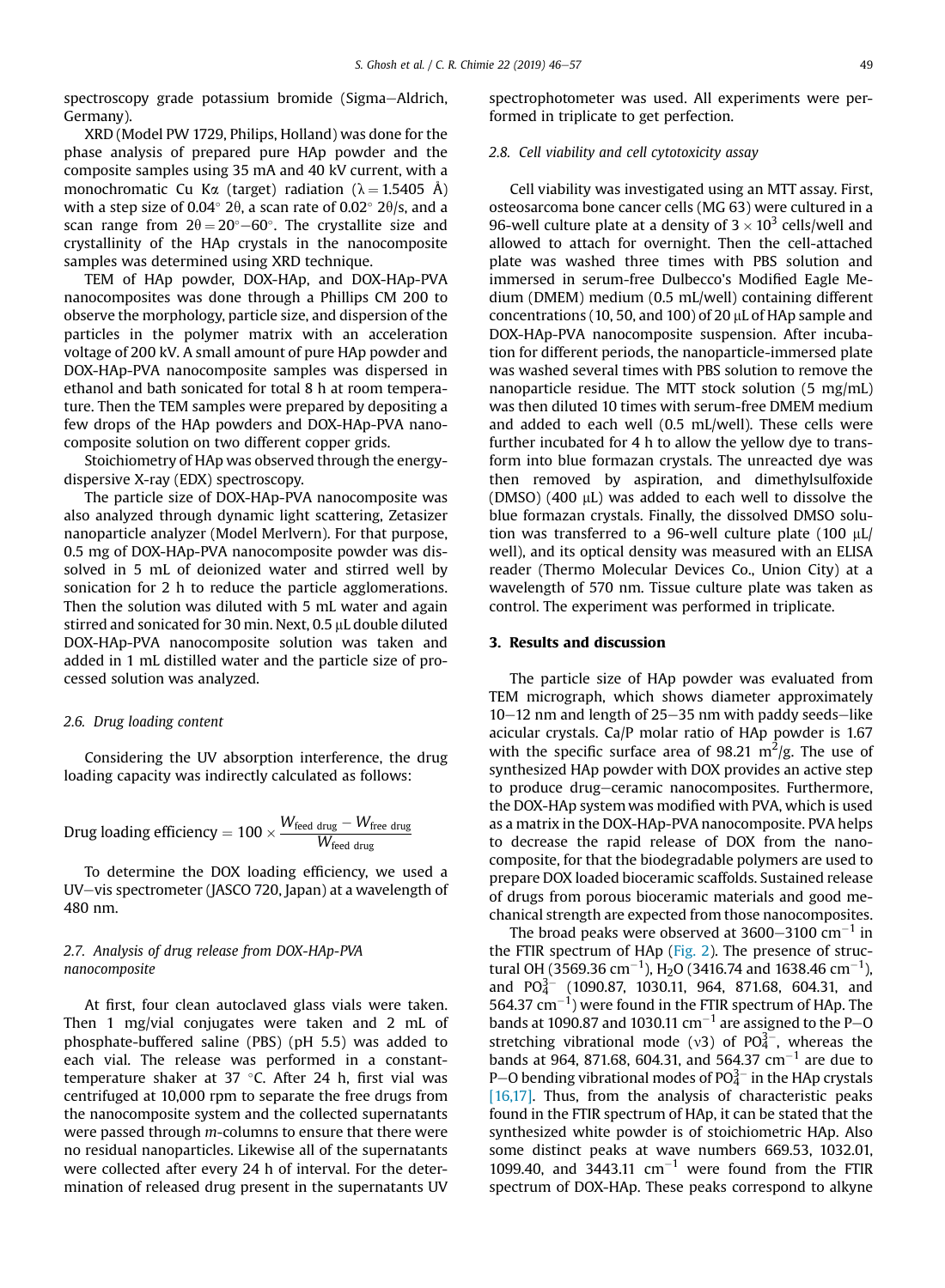spectroscopy grade potassium bromide (Sigma−Aldrich, Germany).

XRD (Model PW 1729, Philips, Holland) was done for the phase analysis of prepared pure HAp powder and the composite samples using 35 mA and 40 kV current, with a monochromatic Cu Kα (target) radiation (λ = 1.5405 Å) with a step size of 0.04° 2θ, a scan rate of 0.02° 2θ/s, and a scan range from 2θ = 20°−60°. The crystallite size and crystallinity of the HAp crystals in the nanocomposite samples was determined using XRD technique.

TEM of HAp powder, DOX-HAp, and DOX-HAp-PVA nanocomposites was done through a Phillips CM 200 to observe the morphology, particle size, and dispersion of the particles in the polymer matrix with an acceleration voltage of 200 kV. A small amount of pure HAp powder and DOX-HAp-PVA nanocomposite samples was dispersed in ethanol and bath sonicated for total 8 h at room temperature. Then the TEM samples were prepared by depositing a few drops of the HAp powders and DOX-HAp-PVA nanocomposite solution on two different copper grids.

Stoichiometry of HAp was observed through the energy-dispersive X-ray (EDX) spectroscopy.

The particle size of DOX-HAp-PVA nanocomposite was also analyzed through dynamic light scattering, Zetasizer nanoparticle analyzer (Model Merlvern). For that purpose, 0.5 mg of DOX-HAp-PVA nanocomposite powder was dissolved in 5 mL of deionized water and stirred well by sonication for 2 h to reduce the particle agglomerations. Then the solution was diluted with 5 mL water and again stirred and sonicated for 30 min. Next, 0.5 μL double diluted DOX-HAp-PVA nanocomposite solution was taken and added in 1 mL distilled water and the particle size of processed solution was analyzed.

### 2.6. Drug loading content

Considering the UV absorption interference, the drug loading capacity was indirectly calculated as follows:

$$\text{Drug loading efficiency} = 100 \times \frac{W_{\text{feed drug}} - W_{\text{free drug}}}{W_{\text{feed drug}}}$$

To determine the DOX loading efficiency, we used a UV−vis spectrometer (JASCO 720, Japan) at a wavelength of 480 nm.

### 2.7. Analysis of drug release from DOX-HAp-PVA nanocomposite

At first, four clean autoclaved glass vials were taken. Then 1 mg/vial conjugates were taken and 2 mL of phosphate-buffered saline (PBS) (pH 5.5) was added to each vial. The release was performed in a constant-temperature shaker at 37 °C. After 24 h, first vial was centrifuged at 10,000 rpm to separate the free drugs from the nanocomposite system and the collected supernatants were passed through *m*-columns to ensure that there were no residual nanoparticles. Likewise all of the supernatants were collected after every 24 h of interval. For the determination of released drug present in the supernatants UV spectrophotometer was used. All experiments were performed in triplicate to get perfection.

### 2.8. Cell viability and cell cytotoxicity assay

Cell viability was investigated using an MTT assay. First, osteosarcoma bone cancer cells (MG 63) were cultured in a 96-well culture plate at a density of $3 \times 10^3$ cells/well and allowed to attach for overnight. Then the cell-attached plate was washed three times with PBS solution and immersed in serum-free Dulbecco's Modified Eagle Medium (DMEM) medium (0.5 mL/well) containing different concentrations (10, 50, and 100) of 20 μL of HAp sample and DOX-HAp-PVA nanocomposite suspension. After incubation for different periods, the nanoparticle-immersed plate was washed several times with PBS solution to remove the nanoparticle residue. The MTT stock solution (5 mg/mL) was then diluted 10 times with serum-free DMEM medium and added to each well (0.5 mL/well). These cells were further incubated for 4 h to allow the yellow dye to transform into blue formazan crystals. The unreacted dye was then removed by aspiration, and dimethylsulfoxide (DMSO) (400 μL) was added to each well to dissolve the blue formazan crystals. Finally, the dissolved DMSO solution was transferred to a 96-well culture plate (100 μL/well), and its optical density was measured with an ELISA reader (Thermo Molecular Devices Co., Union City) at a wavelength of 570 nm. Tissue culture plate was taken as control. The experiment was performed in triplicate.

## 3. Results and discussion

The particle size of HAp powder was evaluated from TEM micrograph, which shows diameter approximately 10−12 nm and length of 25−35 nm with paddy seeds−like acicular crystals. Ca/P molar ratio of HAp powder is 1.67 with the specific surface area of 98.21 $m^2$/g. The use of synthesized HAp powder with DOX provides an active step to produce drug−ceramic nanocomposites. Furthermore, the DOX-HAp system was modified with PVA, which is used as a matrix in the DOX-HAp-PVA nanocomposite. PVA helps to decrease the rapid release of DOX from the nanocomposite, for that the biodegradable polymers are used to prepare DOX loaded bioceramic scaffolds. Sustained release of drugs from porous bioceramic materials and good mechanical strength are expected from those nanocomposites.

The broad peaks were observed at 3600−3100 $cm^{-1}$ in the FTIR spectrum of HAp (Fig. 2). The presence of structural OH (3569.36 $cm^{-1}$), $H_2O$ (3416.74 and 1638.46 $cm^{-1}$), and $PO_4^{3-}$ (1090.87, 1030.11, 964, 871.68, 604.31, and 564.37 $cm^{-1}$) were found in the FTIR spectrum of HAp. The bands at 1090.87 and 1030.11 $cm^{-1}$ are assigned to the P−O stretching vibrational mode ($\nu 3$) of $PO_4^{3-}$, whereas the bands at 964, 871.68, 604.31, and 564.37 $cm^{-1}$ are due to P−O bending vibrational modes of $PO_4^{3-}$ in the HAp crystals [16,17]. Thus, from the analysis of characteristic peaks found in the FTIR spectrum of HAp, it can be stated that the synthesized white powder is of stoichiometric HAp. Also some distinct peaks at wave numbers 669.53, 1032.01, 1099.40, and 3443.11 $cm^{-1}$ were found from the FTIR spectrum of DOX-HAp. These peaks correspond to alkyne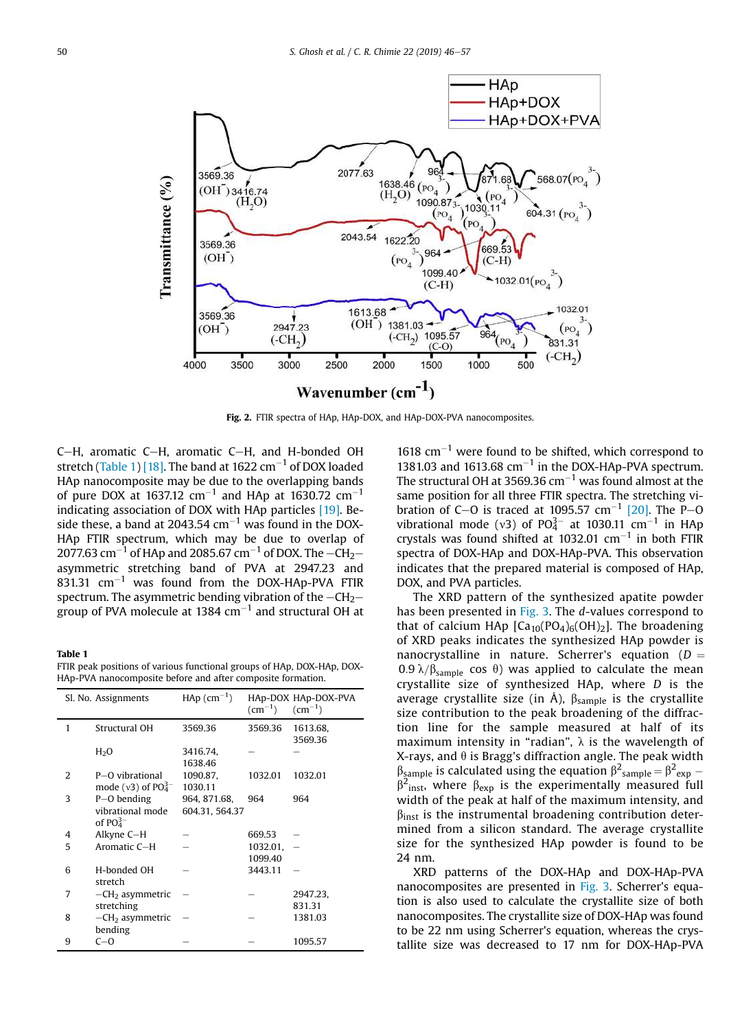Fig. 2. FTIR spectra of HAp, HAp-DOX, and HAp-DOX-PVA nanocomposites.

C–H, aromatic C–H, aromatic C–H, and H-bonded OH stretch (Table 1) [18]. The band at 1622 $cm^{-1}$ of DOX loaded HAp nanocomposite may be due to the overlapping bands of pure DOX at 1637.12 $cm^{-1}$ and HAp at 1630.72 $cm^{-1}$ indicating association of DOX with HAp particles [19]. Beside these, a band at 2043.54 $cm^{-1}$ was found in the DOX-HAp FTIR spectrum, which may be due to overlap of 2077.63 $cm^{-1}$ of HAp and 2085.67 $cm^{-1}$ of DOX. The $-CH_2-$ asymmetric stretching band of PVA at 2947.23 and 831.31 $cm^{-1}$ was found from the DOX-HAp-PVA FTIR spectrum. The asymmetric bending vibration of the $-CH_2-$ group of PVA molecule at 1384 $cm^{-1}$ and structural OH at 1618 $cm^{-1}$ were found to be shifted, which correspond to 1381.03 and 1613.68 $cm^{-1}$ in the DOX-HAp-PVA spectrum. The structural OH at 3569.36 $cm^{-1}$ was found almost at the same position for all three FTIR spectra. The stretching vibration of C–O is traced at 1095.57 $cm^{-1}$ [20]. The P–O vibrational mode (ν3) of $PO_4^{3-}$ at 1030.11 $cm^{-1}$ in HAp crystals was found shifted at 1032.01 $cm^{-1}$ in both FTIR spectra of DOX-HAp and DOX-HAp-PVA. This observation indicates that the prepared material is composed of HAp, DOX, and PVA particles.

**Table 1**
FTIR peak positions of various functional groups of HAp, DOX-HAp, DOX-HAp-PVA nanocomposite before and after composite formation.

| Sl. No. | Assignments | HAp ($cm^{-1}$) | HAp-DOX ($cm^{-1}$) | HAp-DOX-PVA ($cm^{-1}$) |
|---|---|---|---|---|
| 1 | Structural OH | 3569.36 | 3569.36 | 1613.68, 3569.36 |
| | $H_2O$ | 3416.74, 1638.46 | – | – |
| 2 | P–O vibrational mode (ν3) of $PO_4^{3-}$ | 1090.87, 1030.11 | 1032.01 | 1032.01 |
| 3 | P–O bending vibrational mode of $PO_4^{3-}$ | 964, 871.68, 604.31, 564.37 | 964 | 964 |
| 4 | Alkyne C–H | – | 669.53 | – |
| 5 | Aromatic C–H | – | 1032.01, 1099.40 | – |
| 6 | H-bonded OH stretch | – | 3443.11 | – |
| 7 | $-CH_2$ asymmetric stretching | – | – | 2947.23, 831.31 |
| 8 | $-CH_2$ asymmetric bending | – | – | 1381.03 |
| 9 | C–O | – | – | 1095.57 |

The XRD pattern of the synthesized apatite powder has been presented in Fig. 3. The *d*-values correspond to that of calcium HAp [$Ca_{10}(PO_4)_6(OH)_2$]. The broadening of XRD peaks indicates the synthesized HAp powder is nanocrystalline in nature. Scherrer's equation ($D = 0.9\,\lambda/\beta_{sample}\cos\theta$) was applied to calculate the mean crystallite size of synthesized HAp, where $D$ is the average crystallite size (in Å), $\beta_{sample}$ is the crystallite size contribution to the peak broadening of the diffraction line for the sample measured at half of its maximum intensity in "radian", λ is the wavelength of X-rays, and θ is Bragg's diffraction angle. The peak width $\beta_{sample}$ is calculated using the equation $\beta^2_{sample} = \beta^2_{exp} - \beta^2_{inst}$, where $\beta_{exp}$ is the experimentally measured full width of the peak at half of the maximum intensity, and $\beta_{inst}$ is the instrumental broadening contribution determined from a silicon standard. The average crystallite size for the synthesized HAp powder is found to be 24 nm.

XRD patterns of the DOX-HAp and DOX-HAp-PVA nanocomposites are presented in Fig. 3. Scherrer's equation is also used to calculate the crystallite size of both nanocomposites. The crystallite size of DOX-HAp was found to be 22 nm using Scherrer's equation, whereas the crystallite size was decreased to 17 nm for DOX-HAp-PVA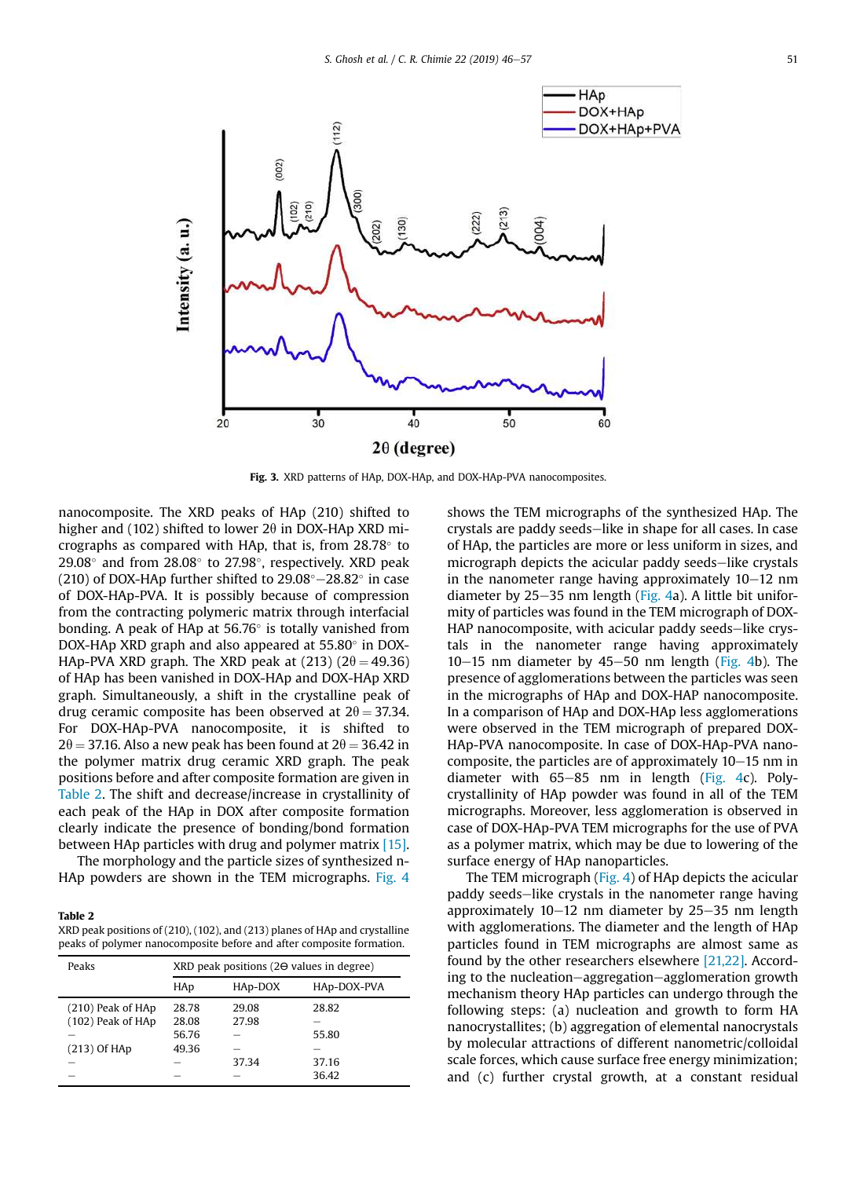Fig. 3. XRD patterns of HAp, DOX-HAp, and DOX-HAp-PVA nanocomposites.

nanocomposite. The XRD peaks of HAp (210) shifted to higher and (102) shifted to lower 2θ in DOX-HAp XRD micrographs as compared with HAp, that is, from 28.78° to 29.08° and from 28.08° to 27.98°, respectively. XRD peak (210) of DOX-HAp further shifted to 29.08°–28.82° in case of DOX-HAp-PVA. It is possibly because of compression from the contracting polymeric matrix through interfacial bonding. A peak of HAp at 56.76° is totally vanished from DOX-HAp XRD graph and also appeared at 55.80° in DOX-HAp-PVA XRD graph. The XRD peak at (213) (2θ = 49.36) of HAp has been vanished in DOX-HAp and DOX-HAp XRD graph. Simultaneously, a shift in the crystalline peak of drug ceramic composite has been observed at 2θ = 37.34. For DOX-HAp-PVA nanocomposite, it is shifted to 2θ = 37.16. Also a new peak has been found at 2θ = 36.42 in the polymer matrix drug ceramic XRD graph. The peak positions before and after composite formation are given in Table 2. The shift and decrease/increase in crystallinity of each peak of the HAp in DOX after composite formation clearly indicate the presence of bonding/bond formation between HAp particles with drug and polymer matrix [15].

The morphology and the particle sizes of synthesized n-HAp powders are shown in the TEM micrographs. Fig. 4 shows the TEM micrographs of the synthesized HAp. The crystals are paddy seeds–like in shape for all cases. In case of HAp, the particles are more or less uniform in sizes, and micrograph depicts the acicular paddy seeds–like crystals in the nanometer range having approximately 10–12 nm diameter by 25–35 nm length (Fig. 4a). A little bit uniformity of particles was found in the TEM micrograph of DOX-HAP nanocomposite, with acicular paddy seeds–like crystals in the nanometer range having approximately 10–15 nm diameter by 45–50 nm length (Fig. 4b). The presence of agglomerations between the particles was seen in the micrographs of HAp and DOX-HAP nanocomposite. In a comparison of HAp and DOX-HAp less agglomerations were observed in the TEM micrograph of prepared DOX-HAp-PVA nanocomposite. In case of DOX-HAp-PVA nanocomposite, the particles are of approximately 10–15 nm in diameter with 65–85 nm in length (Fig. 4c). Polycrystallinity of HAp powder was found in all of the TEM micrographs. Moreover, less agglomeration is observed in case of DOX-HAp-PVA TEM micrographs for the use of PVA as a polymer matrix, which may be due to lowering of the surface energy of HAp nanoparticles.

The TEM micrograph (Fig. 4) of HAp depicts the acicular paddy seeds–like crystals in the nanometer range having approximately 10–12 nm diameter by 25–35 nm length with agglomerations. The diameter and the length of HAp particles found in TEM micrographs are almost same as found by the other researchers elsewhere [21,22]. According to the nucleation–aggregation–agglomeration growth mechanism theory HAp particles can undergo through the following steps: (a) nucleation and growth to form HA nanocrystallites; (b) aggregation of elemental nanocrystals by molecular attractions of different nanometric/colloidal scale forces, which cause surface free energy minimization; and (c) further crystal growth, at a constant residual

**Table 2**
XRD peak positions of (210), (102), and (213) planes of HAp and crystalline peaks of polymer nanocomposite before and after composite formation.

| Peaks | XRD peak positions (2Θ values in degree) | | |
|---|---|---|---|
| | HAp | HAp-DOX | HAp-DOX-PVA |
| (210) Peak of HAp | 28.78 | 29.08 | 28.82 |
| (102) Peak of HAp | 28.08 | 27.98 | – |
| – | 56.76 | – | 55.80 |
| (213) Of HAp | 49.36 | – | – |
| – | – | 37.34 | 37.16 |
| – | – | – | 36.42 |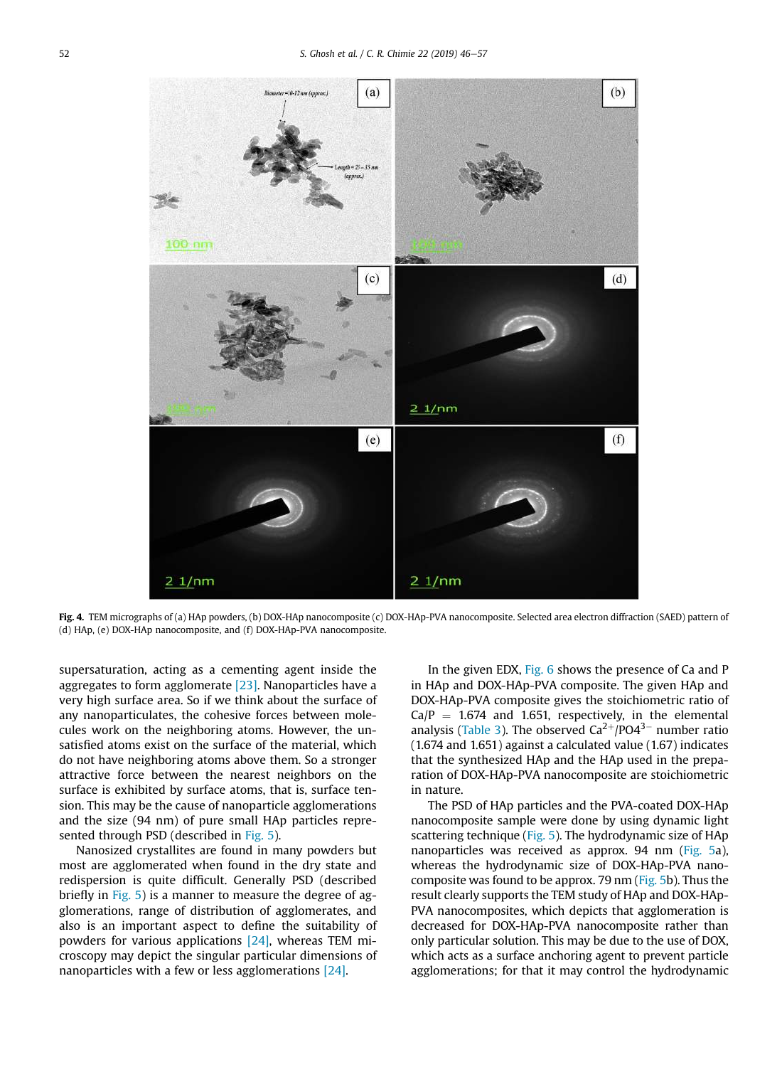Fig. 4. TEM micrographs of (a) HAp powders, (b) DOX-HAp nanocomposite (c) DOX-HAp-PVA nanocomposite. Selected area electron diffraction (SAED) pattern of (d) HAp, (e) DOX-HAp nanocomposite, and (f) DOX-HAp-PVA nanocomposite.

supersaturation, acting as a cementing agent inside the aggregates to form agglomerate [23]. Nanoparticles have a very high surface area. So if we think about the surface of any nanoparticulates, the cohesive forces between molecules work on the neighboring atoms. However, the unsatisfied atoms exist on the surface of the material, which do not have neighboring atoms above them. So a stronger attractive force between the nearest neighbors on the surface is exhibited by surface atoms, that is, surface tension. This may be the cause of nanoparticle agglomerations and the size (94 nm) of pure small HAp particles represented through PSD (described in Fig. 5).

Nanosized crystallites are found in many powders but most are agglomerated when found in the dry state and redispersion is quite difficult. Generally PSD (described briefly in Fig. 5) is a manner to measure the degree of agglomerations, range of distribution of agglomerates, and also is an important aspect to define the suitability of powders for various applications [24], whereas TEM microscopy may depict the singular particular dimensions of nanoparticles with a few or less agglomerations [24].

In the given EDX, Fig. 6 shows the presence of Ca and P in HAp and DOX-HAp-PVA composite. The given HAp and DOX-HAp-PVA composite gives the stoichiometric ratio of Ca/P = 1.674 and 1.651, respectively, in the elemental analysis (Table 3). The observed $Ca^{2+}/PO4^{3-}$ number ratio (1.674 and 1.651) against a calculated value (1.67) indicates that the synthesized HAp and the HAp used in the preparation of DOX-HAp-PVA nanocomposite are stoichiometric in nature.

The PSD of HAp particles and the PVA-coated DOX-HAp nanocomposite sample were done by using dynamic light scattering technique (Fig. 5). The hydrodynamic size of HAp nanoparticles was received as approx. 94 nm (Fig. 5a), whereas the hydrodynamic size of DOX-HAp-PVA nanocomposite was found to be approx. 79 nm (Fig. 5b). Thus the result clearly supports the TEM study of HAp and DOX-HAp-PVA nanocomposites, which depicts that agglomeration is decreased for DOX-HAp-PVA nanocomposite rather than only particular solution. This may be due to the use of DOX, which acts as a surface anchoring agent to prevent particle agglomerations; for that it may control the hydrodynamic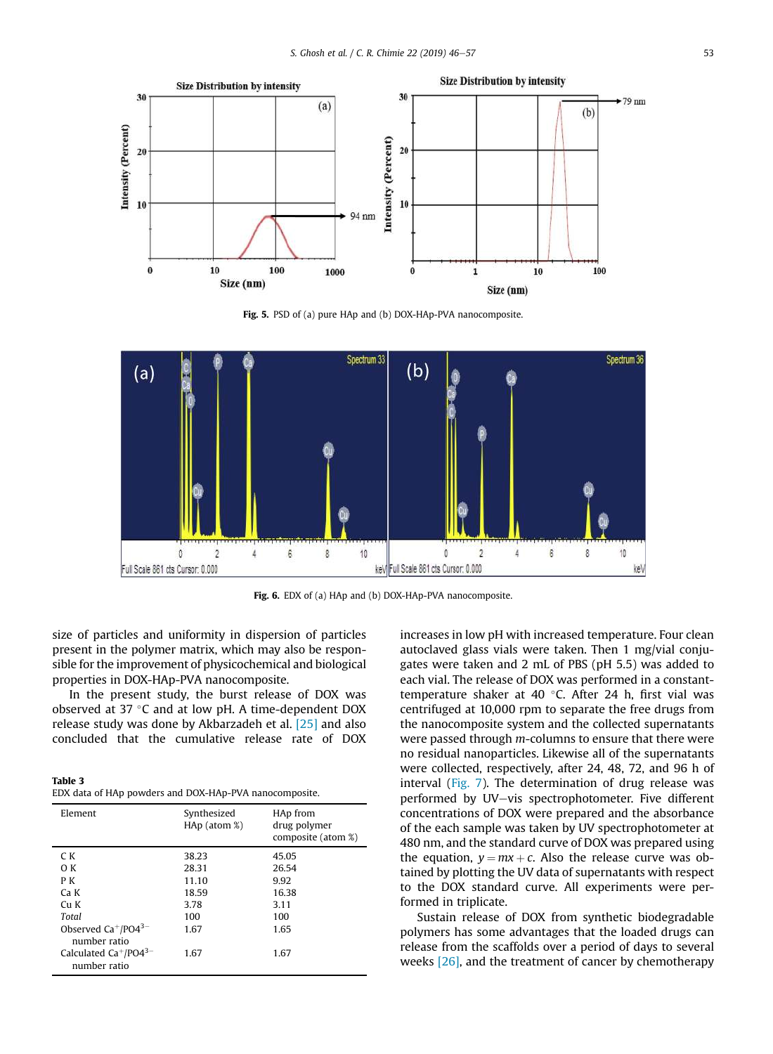Fig. 5. PSD of (a) pure HAp and (b) DOX-HAp-PVA nanocomposite.

Fig. 6. EDX of (a) HAp and (b) DOX-HAp-PVA nanocomposite.

size of particles and uniformity in dispersion of particles present in the polymer matrix, which may also be responsible for the improvement of physicochemical and biological properties in DOX-HAp-PVA nanocomposite.

In the present study, the burst release of DOX was observed at 37 °C and at low pH. A time-dependent DOX release study was done by Akbarzadeh et al. [25] and also concluded that the cumulative release rate of DOX increases in low pH with increased temperature. Four clean autoclaved glass vials were taken. Then 1 mg/vial conjugates were taken and 2 mL of PBS (pH 5.5) was added to each vial. The release of DOX was performed in a constant-temperature shaker at 40 °C. After 24 h, first vial was centrifuged at 10,000 rpm to separate the free drugs from the nanocomposite system and the collected supernatants were passed through *m*-columns to ensure that there were no residual nanoparticles. Likewise all of the supernatants were collected, respectively, after 24, 48, 72, and 96 h of interval (Fig. 7). The determination of drug release was performed by UV–vis spectrophotometer. Five different concentrations of DOX were prepared and the absorbance of the each sample was taken by UV spectrophotometer at 480 nm, and the standard curve of DOX was prepared using the equation, $y = mx + c$. Also the release curve was obtained by plotting the UV data of supernatants with respect to the DOX standard curve. All experiments were performed in triplicate.

Sustain release of DOX from synthetic biodegradable polymers has some advantages that the loaded drugs can release from the scaffolds over a period of days to several weeks [26], and the treatment of cancer by chemotherapy

**Table 3**
EDX data of HAp powders and DOX-HAp-PVA nanocomposite.

| Element | Synthesized HAp (atom %) | HAp from drug polymer composite (atom %) |
|---|---|---|
| C K | 38.23 | 45.05 |
| O K | 28.31 | 26.54 |
| P K | 11.10 | 9.92 |
| Ca K | 18.59 | 16.38 |
| Cu K | 3.78 | 3.11 |
| *Total* | 100 | 100 |
| Observed $Ca^{+}/PO4^{3-}$ number ratio | 1.67 | 1.65 |
| Calculated $Ca^{+}/PO4^{3-}$ number ratio | 1.67 | 1.67 |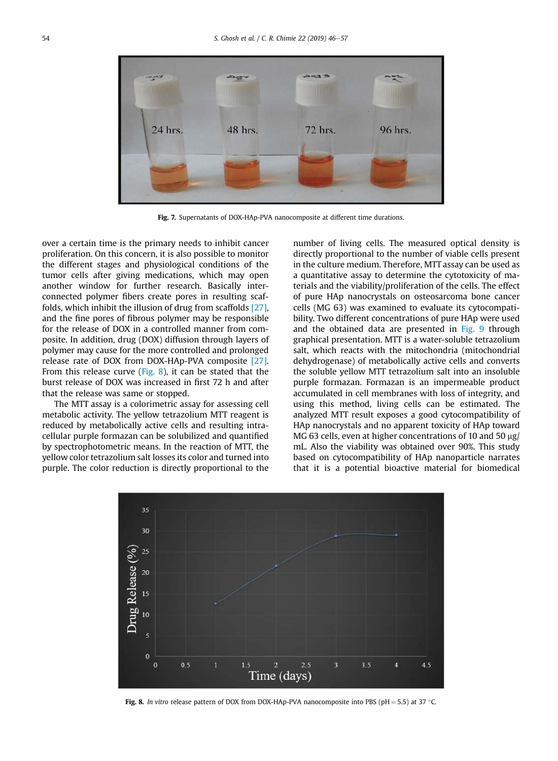24 hrs.

48 hrs.

72 hrs.

96 hrs.

**Fig. 7.** Supernatants of DOX-HAp-PVA nanocomposite at different time durations.

over a certain time is the primary needs to inhibit cancer proliferation. On this concern, it is also possible to monitor the different stages and physiological conditions of the tumor cells after giving medications, which may open another window for further research. Basically interconnected polymer fibers create pores in resulting scaffolds, which inhibit the illusion of drug from scaffolds [27], and the fine pores of fibrous polymer may be responsible for the release of DOX in a controlled manner from composite. In addition, drug (DOX) diffusion through layers of polymer may cause for the more controlled and prolonged release rate of DOX from DOX-HAp-PVA composite [27]. From this release curve (Fig. 8), it can be stated that the burst release of DOX was increased in first 72 h and after that the release was same or stopped.

The MTT assay is a colorimetric assay for assessing cell metabolic activity. The yellow tetrazolium MTT reagent is reduced by metabolically active cells and resulting intracellular purple formazan can be solubilized and quantified by spectrophotometric means. In the reaction of MTT, the yellow color tetrazolium salt losses its color and turned into purple. The color reduction is directly proportional to the number of living cells. The measured optical density is directly proportional to the number of viable cells present in the culture medium. Therefore, MTT assay can be used as a quantitative assay to determine the cytotoxicity of materials and the viability/proliferation of the cells. The effect of pure HAp nanocrystals on osteosarcoma bone cancer cells (MG 63) was examined to evaluate its cytocompatibility. Two different concentrations of pure HAp were used and the obtained data are presented in Fig. 9 through graphical presentation. MTT is a water-soluble tetrazolium salt, which reacts with the mitochondria (mitochondrial dehydrogenase) of metabolically active cells and converts the soluble yellow MTT tetrazolium salt into an insoluble purple formazan. Formazan is an impermeable product accumulated in cell membranes with loss of integrity, and using this method, living cells can be estimated. The analyzed MTT result exposes a good cytocompatibility of HAp nanocrystals and no apparent toxicity of HAp toward MG 63 cells, even at higher concentrations of 10 and 50 μg/mL. Also the viability was obtained over 90%. This study based on cytocompatibility of HAp nanoparticle narrates that it is a potential bioactive material for biomedical

Drug Release (%)

0
5
10
15
20
25
30
35

Time (days)

0
0.5
1
1.5
2
2.5
3
3.5
4
4.5

**Fig. 8.** *In vitro* release pattern of DOX from DOX-HAp-PVA nanocomposite into PBS (pH = 5.5) at 37 °C.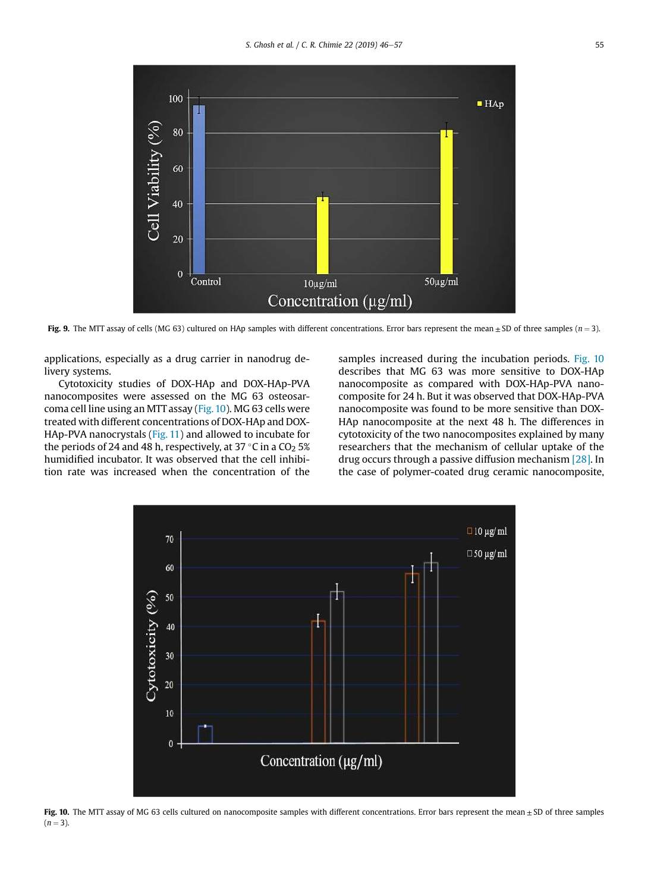**Fig. 9.** The MTT assay of cells (MG 63) cultured on HAp samples with different concentrations. Error bars represent the mean ± SD of three samples ($n = 3$).

applications, especially as a drug carrier in nanodrug delivery systems.

Cytotoxicity studies of DOX-HAp and DOX-HAp-PVA nanocomposites were assessed on the MG 63 osteosarcoma cell line using an MTT assay (Fig. 10). MG 63 cells were treated with different concentrations of DOX-HAp and DOX-HAp-PVA nanocrystals (Fig. 11) and allowed to incubate for the periods of 24 and 48 h, respectively, at 37 °C in a $CO_2$ 5% humidified incubator. It was observed that the cell inhibition rate was increased when the concentration of the samples increased during the incubation periods. Fig. 10 describes that MG 63 was more sensitive to DOX-HAp nanocomposite as compared with DOX-HAp-PVA nanocomposite for 24 h. But it was observed that DOX-HAp-PVA nanocomposite was found to be more sensitive than DOX-HAp nanocomposite at the next 48 h. The differences in cytotoxicity of the two nanocomposites explained by many researchers that the mechanism of cellular uptake of the drug occurs through a passive diffusion mechanism [28]. In the case of polymer-coated drug ceramic nanocomposite,

**Fig. 10.** The MTT assay of MG 63 cells cultured on nanocomposite samples with different concentrations. Error bars represent the mean ± SD of three samples ($n = 3$).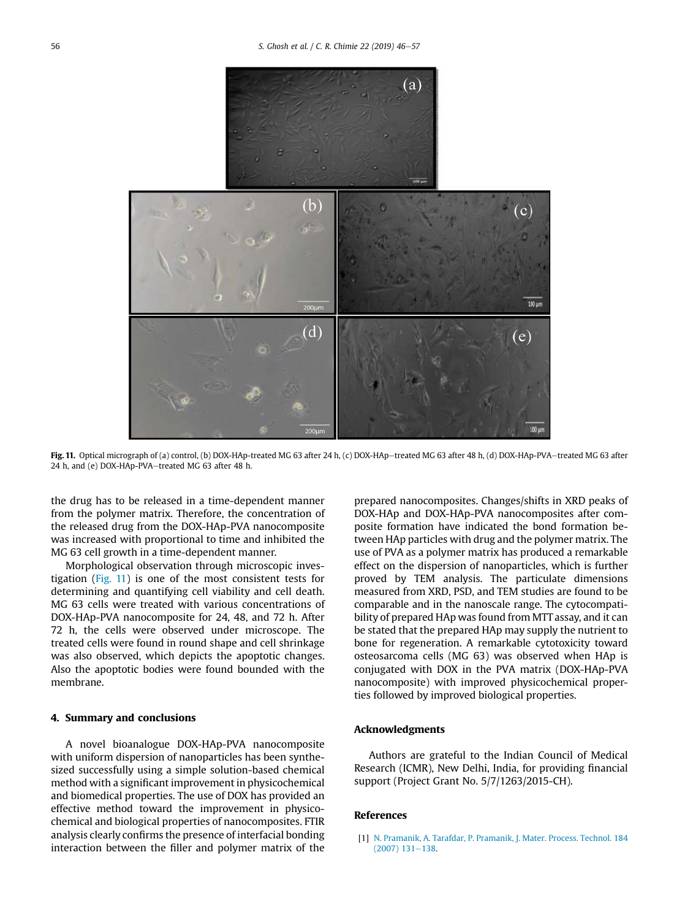Fig. 11. Optical micrograph of (a) control, (b) DOX-HAp-treated MG 63 after 24 h, (c) DOX-HAp–treated MG 63 after 48 h, (d) DOX-HAp-PVA–treated MG 63 after 24 h, and (e) DOX-HAp-PVA–treated MG 63 after 48 h.

the drug has to be released in a time-dependent manner from the polymer matrix. Therefore, the concentration of the released drug from the DOX-HAp-PVA nanocomposite was increased with proportional to time and inhibited the MG 63 cell growth in a time-dependent manner.

Morphological observation through microscopic investigation (Fig. 11) is one of the most consistent tests for determining and quantifying cell viability and cell death. MG 63 cells were treated with various concentrations of DOX-HAp-PVA nanocomposite for 24, 48, and 72 h. After 72 h, the cells were observed under microscope. The treated cells were found in round shape and cell shrinkage was also observed, which depicts the apoptotic changes. Also the apoptotic bodies were found bounded with the membrane.

## 4. Summary and conclusions

A novel bioanalogue DOX-HAp-PVA nanocomposite with uniform dispersion of nanoparticles has been synthesized successfully using a simple solution-based chemical method with a significant improvement in physicochemical and biomedical properties. The use of DOX has provided an effective method toward the improvement in physicochemical and biological properties of nanocomposites. FTIR analysis clearly confirms the presence of interfacial bonding interaction between the filler and polymer matrix of the prepared nanocomposites. Changes/shifts in XRD peaks of DOX-HAp and DOX-HAp-PVA nanocomposites after composite formation have indicated the bond formation between HAp particles with drug and the polymer matrix. The use of PVA as a polymer matrix has produced a remarkable effect on the dispersion of nanoparticles, which is further proved by TEM analysis. The particulate dimensions measured from XRD, PSD, and TEM studies are found to be comparable and in the nanoscale range. The cytocompatibility of prepared HAp was found from MTT assay, and it can be stated that the prepared HAp may supply the nutrient to bone for regeneration. A remarkable cytotoxicity toward osteosarcoma cells (MG 63) was observed when HAp is conjugated with DOX in the PVA matrix (DOX-HAp-PVA nanocomposite) with improved physicochemical properties followed by improved biological properties.

## Acknowledgments

Authors are grateful to the Indian Council of Medical Research (ICMR), New Delhi, India, for providing financial support (Project Grant No. 5/7/1263/2015-CH).

## References

[1] N. Pramanik, A. Tarafdar, P. Pramanik, J. Mater. Process. Technol. 184 (2007) 131–138.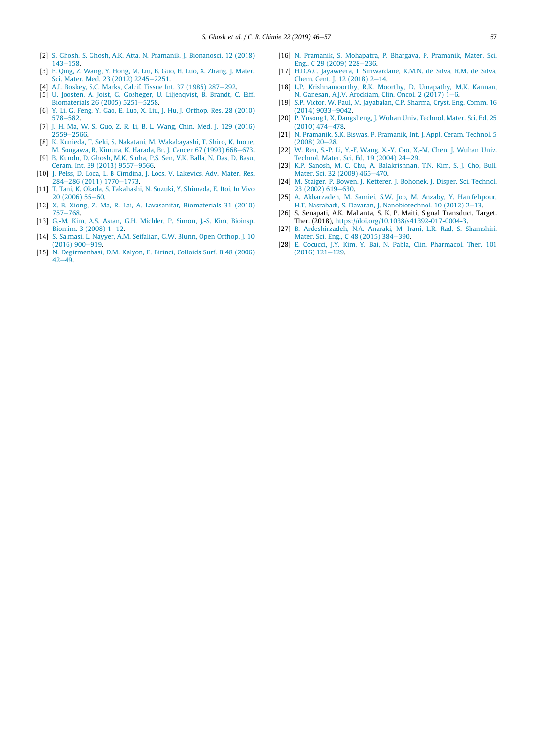[2] S. Ghosh, S. Ghosh, A.K. Atta, N. Pramanik, J. Bionanosci. 12 (2018) 143–158.
[3] F. Qing, Z. Wang, Y. Hong, M. Liu, B. Guo, H. Luo, X. Zhang, J. Mater. Sci. Mater. Med. 23 (2012) 2245–2251.
[4] A.L. Boskey, S.C. Marks, Calcif. Tissue Int. 37 (1985) 287–292.
[5] U. Joosten, A. Joist, G. Gosheger, U. Liljenqvist, B. Brandt, C. Eiff, Biomaterials 26 (2005) 5251–5258.
[6] Y. Li, G. Feng, Y. Gao, E. Luo, X. Liu, J. Hu, J. Orthop. Res. 28 (2010) 578–582.
[7] J.-H. Ma, W.-S. Guo, Z.-R. Li, B.-L. Wang, Chin. Med. J. 129 (2016) 2559–2566.
[8] K. Kunieda, T. Seki, S. Nakatani, M. Wakabayashi, T. Shiro, K. Inoue, M. Sougawa, R. Kimura, K. Harada, Br. J. Cancer 67 (1993) 668–673.
[9] B. Kundu, D. Ghosh, M.K. Sinha, P.S. Sen, V.K. Balla, N. Das, D. Basu, Ceram. Int. 39 (2013) 9557–9566.
[10] J. Pelss, D. Loca, L. B-Cimdina, J. Locs, V. Lakevics, Adv. Mater. Res. 284–286 (2011) 1770–1773.
[11] T. Tani, K. Okada, S. Takahashi, N. Suzuki, Y. Shimada, E. Itoi, In Vivo 20 (2006) 55–60.
[12] X.-B. Xiong, Z. Ma, R. Lai, A. Lavasanifar, Biomaterials 31 (2010) 757–768.
[13] G.-M. Kim, A.S. Asran, G.H. Michler, P. Simon, J.-S. Kim, Bioinsp. Biomim. 3 (2008) 1–12.
[14] S. Salmasi, L. Nayyer, A.M. Seifalian, G.W. Blunn, Open Orthop. J. 10 (2016) 900–919.
[15] N. Degirmenbasi, D.M. Kalyon, E. Birinci, Colloids Surf. B 48 (2006) 42–49.
[16] N. Pramanik, S. Mohapatra, P. Bhargava, P. Pramanik, Mater. Sci. Eng., C 29 (2009) 228–236.
[17] H.D.A.C. Jayaweera, I. Siriwardane, K.M.N. de Silva, R.M. de Silva, Chem. Cent. J. 12 (2018) 2–14.
[18] L.P. Krishnamoorthy, R.K. Moorthy, D. Umapathy, M.K. Kannan, N. Ganesan, A.J.V. Arockiam, Clin. Oncol. 2 (2017) 1–6.
[19] S.P. Victor, W. Paul, M. Jayabalan, C.P. Sharma, Cryst. Eng. Comm. 16 (2014) 9033–9042.
[20] P. Yusong1, X. Dangsheng, J. Wuhan Univ. Technol. Mater. Sci. Ed. 25 (2010) 474–478.
[21] N. Pramanik, S.K. Biswas, P. Pramanik, Int. J. Appl. Ceram. Technol. 5 (2008) 20–28.
[22] W. Ren, S.-P. Li, Y.-F. Wang, X.-Y. Cao, X.-M. Chen, J. Wuhan Univ. Technol. Mater. Sci. Ed. 19 (2004) 24–29.
[23] K.P. Sanosh, M.-C. Chu, A. Balakrishnan, T.N. Kim, S.-J. Cho, Bull. Mater. Sci. 32 (2009) 465–470.
[24] M. Staiger, P. Bowen, J. Ketterer, J. Bohonek, J. Disper. Sci. Technol. 23 (2002) 619–630.
[25] A. Akbarzadeh, M. Samiei, S.W. Joo, M. Anzaby, Y. Hanifehpour, H.T. Nasrabadi, S. Davaran, J. Nanobiotechnol. 10 (2012) 2–13.
[26] S. Senapati, A.K. Mahanta, S. K, P. Maiti, Signal Transduct. Target. Ther. (2018), https://doi.org/10.1038/s41392-017-0004-3.
[27] B. Ardeshirzadeh, N.A. Anaraki, M. Irani, L.R. Rad, S. Shamshiri, Mater. Sci. Eng., C 48 (2015) 384–390.
[28] E. Cocucci, J.Y. Kim, Y. Bai, N. Pabla, Clin. Pharmacol. Ther. 101 (2016) 121–129.